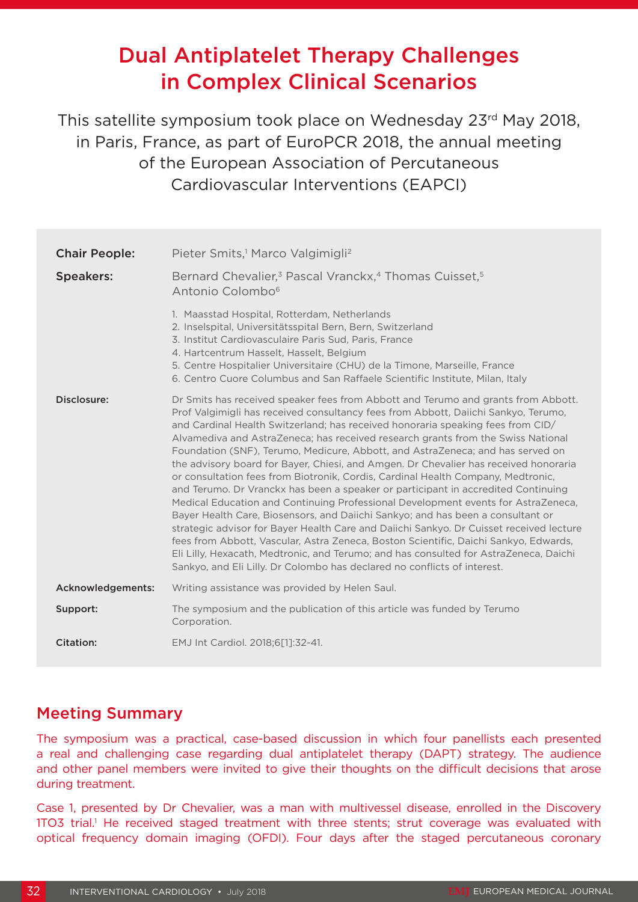# Dual Antiplatelet Therapy Challenges in Complex Clinical Scenarios

This satellite symposium took place on Wednesday 23rd May 2018, in Paris, France, as part of EuroPCR 2018, the annual meeting of the European Association of Percutaneous Cardiovascular Interventions (EAPCI)

**Chair People:** Pieter Smits,[1] Marco Valgimigli[2]

**Speakers:** Bernard Chevalier,[3] Pascal Vranckx,[4] Thomas Cuisset,[5] Antonio Colombo[6]

1. Maasstad Hospital, Rotterdam, Netherlands
2. Inselspital, Universitätsspital Bern, Bern, Switzerland
3. Institut Cardiovasculaire Paris Sud, Paris, France
4. Hartcentrum Hasselt, Hasselt, Belgium
5. Centre Hospitalier Universitaire (CHU) de la Timone, Marseille, France
6. Centro Cuore Columbus and San Raffaele Scientific Institute, Milan, Italy

**Disclosure:** Dr Smits has received speaker fees from Abbott and Terumo and grants from Abbott. Prof Valgimigli has received consultancy fees from Abbott, Daiichi Sankyo, Terumo, and Cardinal Health Switzerland; has received honoraria speaking fees from CID/Alvamediva and AstraZeneca; has received research grants from the Swiss National Foundation (SNF), Terumo, Medicure, Abbott, and AstraZeneca; and has served on the advisory board for Bayer, Chiesi, and Amgen. Dr Chevalier has received honoraria or consultation fees from Biotronik, Cordis, Cardinal Health Company, Medtronic, and Terumo. Dr Vranckx has been a speaker or participant in accredited Continuing Medical Education and Continuing Professional Development events for AstraZeneca, Bayer Health Care, Biosensors, and Daiichi Sankyo; and has been a consultant or strategic advisor for Bayer Health Care and Daiichi Sankyo. Dr Cuisset received lecture fees from Abbott, Vascular, Astra Zeneca, Boston Scientific, Daichi Sankyo, Edwards, Eli Lilly, Hexacath, Medtronic, and Terumo; and has consulted for AstraZeneca, Daichi Sankyo, and Eli Lilly. Dr Colombo has declared no conflicts of interest.

**Acknowledgements:** Writing assistance was provided by Helen Saul.

**Support:** The symposium and the publication of this article was funded by Terumo Corporation.

**Citation:** EMJ Int Cardiol. 2018;6[1]:32-41.

## Meeting Summary

The symposium was a practical, case-based discussion in which four panellists each presented a real and challenging case regarding dual antiplatelet therapy (DAPT) strategy. The audience and other panel members were invited to give their thoughts on the difficult decisions that arose during treatment.

Case 1, presented by Dr Chevalier, was a man with multivessel disease, enrolled in the Discovery 1TO3 trial.[1] He received staged treatment with three stents; strut coverage was evaluated with optical frequency domain imaging (OFDI). Four days after the staged percutaneous coronary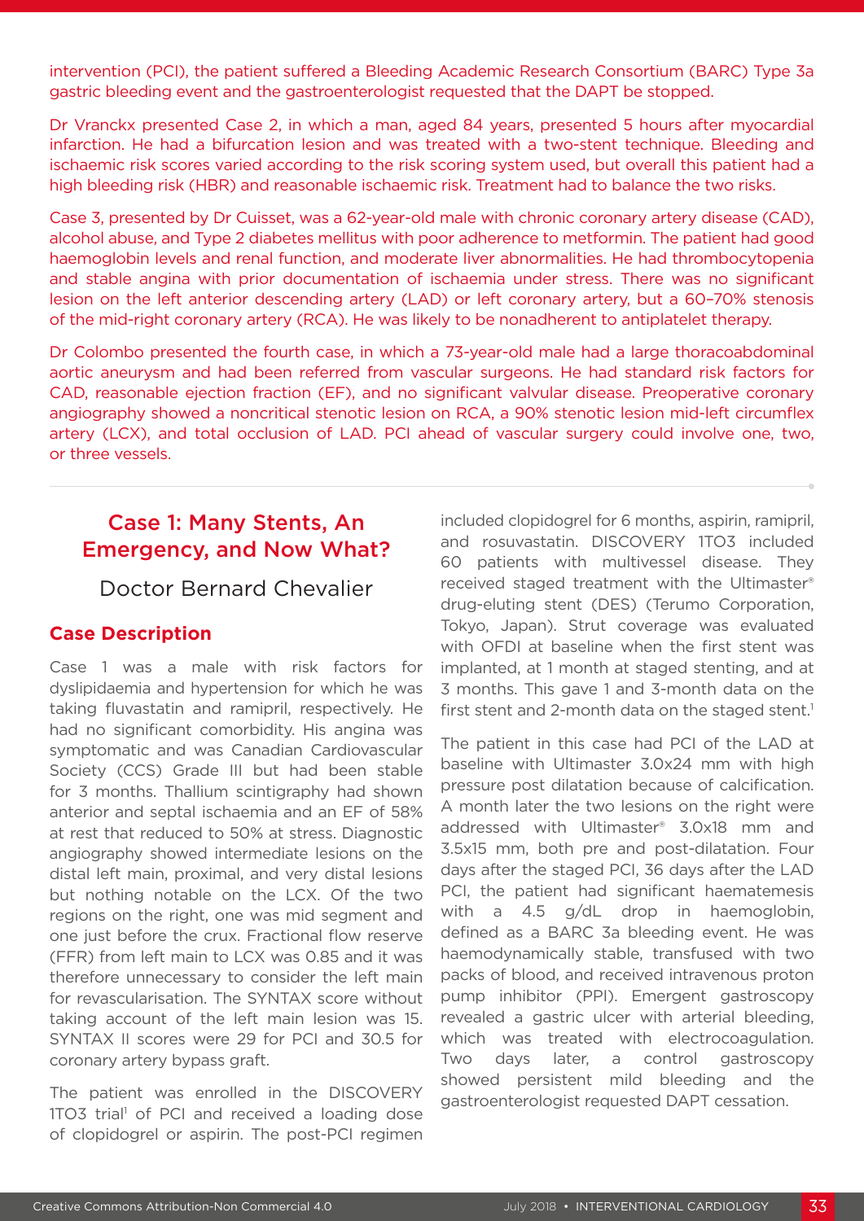intervention (PCI), the patient suffered a Bleeding Academic Research Consortium (BARC) Type 3a gastric bleeding event and the gastroenterologist requested that the DAPT be stopped.

Dr Vranckx presented Case 2, in which a man, aged 84 years, presented 5 hours after myocardial infarction. He had a bifurcation lesion and was treated with a two-stent technique. Bleeding and ischaemic risk scores varied according to the risk scoring system used, but overall this patient had a high bleeding risk (HBR) and reasonable ischaemic risk. Treatment had to balance the two risks.

Case 3, presented by Dr Cuisset, was a 62-year-old male with chronic coronary artery disease (CAD), alcohol abuse, and Type 2 diabetes mellitus with poor adherence to metformin. The patient had good haemoglobin levels and renal function, and moderate liver abnormalities. He had thrombocytopenia and stable angina with prior documentation of ischaemia under stress. There was no significant lesion on the left anterior descending artery (LAD) or left coronary artery, but a 60–70% stenosis of the mid-right coronary artery (RCA). He was likely to be nonadherent to antiplatelet therapy.

Dr Colombo presented the fourth case, in which a 73-year-old male had a large thoracoabdominal aortic aneurysm and had been referred from vascular surgeons. He had standard risk factors for CAD, reasonable ejection fraction (EF), and no significant valvular disease. Preoperative coronary angiography showed a noncritical stenotic lesion on RCA, a 90% stenotic lesion mid-left circumflex artery (LCX), and total occlusion of LAD. PCI ahead of vascular surgery could involve one, two, or three vessels.

## Case 1: Many Stents, An Emergency, and Now What?

### Doctor Bernard Chevalier

### Case Description

Case 1 was a male with risk factors for dyslipidaemia and hypertension for which he was taking fluvastatin and ramipril, respectively. He had no significant comorbidity. His angina was symptomatic and was Canadian Cardiovascular Society (CCS) Grade III but had been stable for 3 months. Thallium scintigraphy had shown anterior and septal ischaemia and an EF of 58% at rest that reduced to 50% at stress. Diagnostic angiography showed intermediate lesions on the distal left main, proximal, and very distal lesions but nothing notable on the LCX. Of the two regions on the right, one was mid segment and one just before the crux. Fractional flow reserve (FFR) from left main to LCX was 0.85 and it was therefore unnecessary to consider the left main for revascularisation. The SYNTAX score without taking account of the left main lesion was 15. SYNTAX II scores were 29 for PCI and 30.5 for coronary artery bypass graft.

The patient was enrolled in the DISCOVERY 1TO3 trial[1] of PCI and received a loading dose of clopidogrel or aspirin. The post-PCI regimen included clopidogrel for 6 months, aspirin, ramipril, and rosuvastatin. DISCOVERY 1TO3 included 60 patients with multivessel disease. They received staged treatment with the Ultimaster® drug-eluting stent (DES) (Terumo Corporation, Tokyo, Japan). Strut coverage was evaluated with OFDI at baseline when the first stent was implanted, at 1 month at staged stenting, and at 3 months. This gave 1 and 3-month data on the first stent and 2-month data on the staged stent.[1]

The patient in this case had PCI of the LAD at baseline with Ultimaster 3.0x24 mm with high pressure post dilatation because of calcification. A month later the two lesions on the right were addressed with Ultimaster® 3.0x18 mm and 3.5x15 mm, both pre and post-dilatation. Four days after the staged PCI, 36 days after the LAD PCI, the patient had significant haematemesis with a 4.5 g/dL drop in haemoglobin, defined as a BARC 3a bleeding event. He was haemodynamically stable, transfused with two packs of blood, and received intravenous proton pump inhibitor (PPI). Emergent gastroscopy revealed a gastric ulcer with arterial bleeding, which was treated with electrocoagulation. Two days later, a control gastroscopy showed persistent mild bleeding and the gastroenterologist requested DAPT cessation.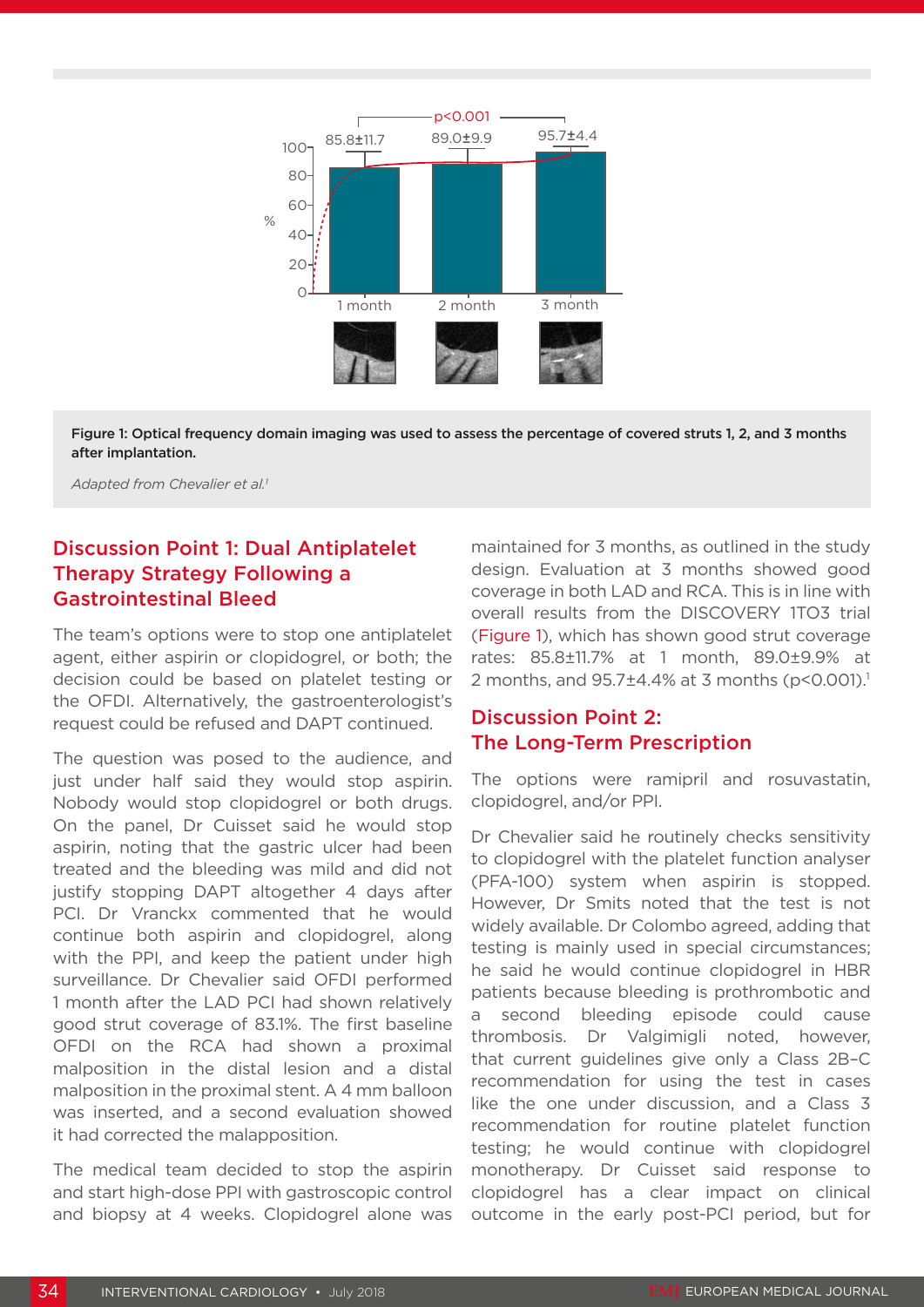Figure 1: Optical frequency domain imaging was used to assess the percentage of covered struts 1, 2, and 3 months after implantation.

*Adapted from Chevalier et al.[1]*

## Discussion Point 1: Dual Antiplatelet Therapy Strategy Following a Gastrointestinal Bleed

The team's options were to stop one antiplatelet agent, either aspirin or clopidogrel, or both; the decision could be based on platelet testing or the OFDI. Alternatively, the gastroenterologist's request could be refused and DAPT continued.

The question was posed to the audience, and just under half said they would stop aspirin. Nobody would stop clopidogrel or both drugs. On the panel, Dr Cuisset said he would stop aspirin, noting that the gastric ulcer had been treated and the bleeding was mild and did not justify stopping DAPT altogether 4 days after PCI. Dr Vranckx commented that he would continue both aspirin and clopidogrel, along with the PPI, and keep the patient under high surveillance. Dr Chevalier said OFDI performed 1 month after the LAD PCI had shown relatively good strut coverage of 83.1%. The first baseline OFDI on the RCA had shown a proximal malposition in the distal lesion and a distal malposition in the proximal stent. A 4 mm balloon was inserted, and a second evaluation showed it had corrected the malapposition.

The medical team decided to stop the aspirin and start high-dose PPI with gastroscopic control and biopsy at 4 weeks. Clopidogrel alone was maintained for 3 months, as outlined in the study design. Evaluation at 3 months showed good coverage in both LAD and RCA. This is in line with overall results from the DISCOVERY 1TO3 trial (Figure 1), which has shown good strut coverage rates: 85.8±11.7% at 1 month, 89.0±9.9% at 2 months, and 95.7±4.4% at 3 months ($p<0.001$).[1]

## Discussion Point 2: The Long-Term Prescription

The options were ramipril and rosuvastatin, clopidogrel, and/or PPI.

Dr Chevalier said he routinely checks sensitivity to clopidogrel with the platelet function analyser (PFA-100) system when aspirin is stopped. However, Dr Smits noted that the test is not widely available. Dr Colombo agreed, adding that testing is mainly used in special circumstances; he said he would continue clopidogrel in HBR patients because bleeding is prothrombotic and a second bleeding episode could cause thrombosis. Dr Valgimigli noted, however, that current guidelines give only a Class 2B–C recommendation for using the test in cases like the one under discussion, and a Class 3 recommendation for routine platelet function testing; he would continue with clopidogrel monotherapy. Dr Cuisset said response to clopidogrel has a clear impact on clinical outcome in the early post-PCI period, but for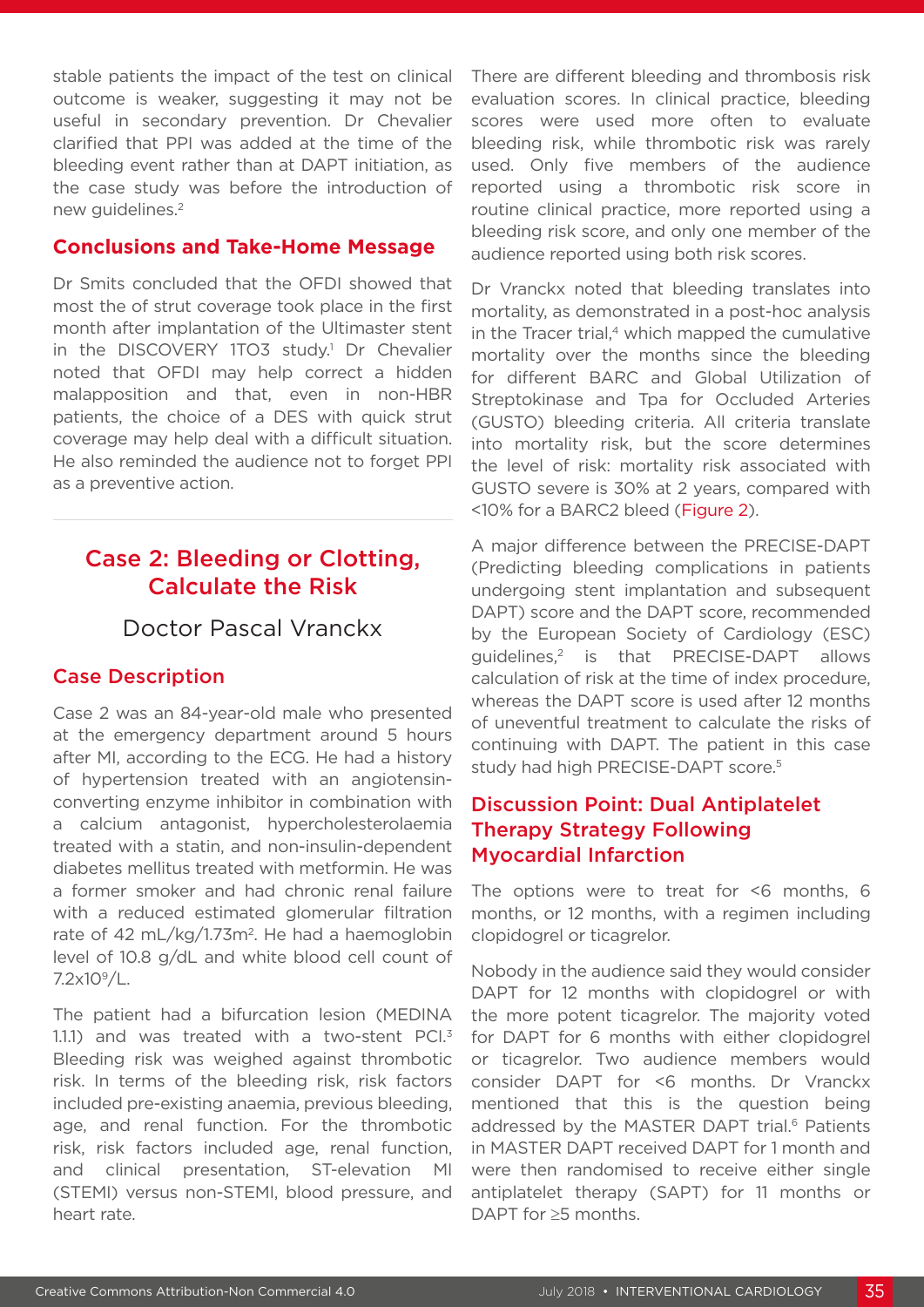stable patients the impact of the test on clinical outcome is weaker, suggesting it may not be useful in secondary prevention. Dr Chevalier clarified that PPI was added at the time of the bleeding event rather than at DAPT initiation, as the case study was before the introduction of new guidelines.[2]

## Conclusions and Take-Home Message

Dr Smits concluded that the OFDI showed that most the of strut coverage took place in the first month after implantation of the Ultimaster stent in the DISCOVERY 1TO3 study.[1] Dr Chevalier noted that OFDI may help correct a hidden malapposition and that, even in non-HBR patients, the choice of a DES with quick strut coverage may help deal with a difficult situation. He also reminded the audience not to forget PPI as a preventive action.

# Case 2: Bleeding or Clotting, Calculate the Risk

### Doctor Pascal Vranckx

## Case Description

Case 2 was an 84-year-old male who presented at the emergency department around 5 hours after MI, according to the ECG. He had a history of hypertension treated with an angiotensin-converting enzyme inhibitor in combination with a calcium antagonist, hypercholesterolaemia treated with a statin, and non-insulin-dependent diabetes mellitus treated with metformin. He was a former smoker and had chronic renal failure with a reduced estimated glomerular filtration rate of 42 mL/kg/1.73m$^2$. He had a haemoglobin level of 10.8 g/dL and white blood cell count of 7.2x10$^9$/L.

The patient had a bifurcation lesion (MEDINA 1.1.1) and was treated with a two-stent PCI.[3] Bleeding risk was weighed against thrombotic risk. In terms of the bleeding risk, risk factors included pre-existing anaemia, previous bleeding, age, and renal function. For the thrombotic risk, risk factors included age, renal function, and clinical presentation, ST-elevation MI (STEMI) versus non-STEMI, blood pressure, and heart rate.

There are different bleeding and thrombosis risk evaluation scores. In clinical practice, bleeding scores were used more often to evaluate bleeding risk, while thrombotic risk was rarely used. Only five members of the audience reported using a thrombotic risk score in routine clinical practice, more reported using a bleeding risk score, and only one member of the audience reported using both risk scores.

Dr Vranckx noted that bleeding translates into mortality, as demonstrated in a post-hoc analysis in the Tracer trial,[4] which mapped the cumulative mortality over the months since the bleeding for different BARC and Global Utilization of Streptokinase and Tpa for Occluded Arteries (GUSTO) bleeding criteria. All criteria translate into mortality risk, but the score determines the level of risk: mortality risk associated with GUSTO severe is 30% at 2 years, compared with <10% for a BARC2 bleed (Figure 2).

A major difference between the PRECISE-DAPT (Predicting bleeding complications in patients undergoing stent implantation and subsequent DAPT) score and the DAPT score, recommended by the European Society of Cardiology (ESC) guidelines,[2] is that PRECISE-DAPT allows calculation of risk at the time of index procedure, whereas the DAPT score is used after 12 months of uneventful treatment to calculate the risks of continuing with DAPT. The patient in this case study had high PRECISE-DAPT score.[5]

## Discussion Point: Dual Antiplatelet Therapy Strategy Following Myocardial Infarction

The options were to treat for <6 months, 6 months, or 12 months, with a regimen including clopidogrel or ticagrelor.

Nobody in the audience said they would consider DAPT for 12 months with clopidogrel or with the more potent ticagrelor. The majority voted for DAPT for 6 months with either clopidogrel or ticagrelor. Two audience members would consider DAPT for <6 months. Dr Vranckx mentioned that this is the question being addressed by the MASTER DAPT trial.[6] Patients in MASTER DAPT received DAPT for 1 month and were then randomised to receive either single antiplatelet therapy (SAPT) for 11 months or DAPT for ≥5 months.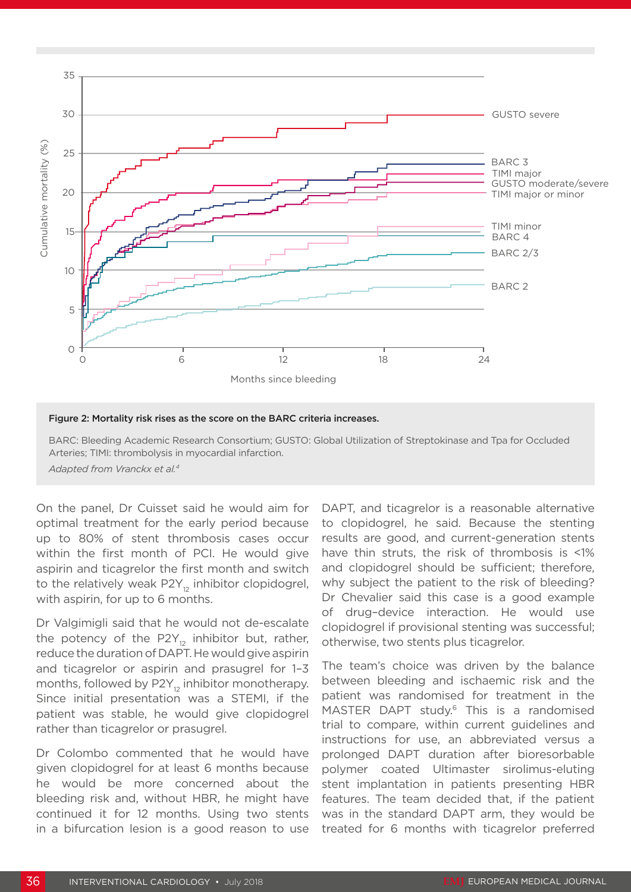Figure 2: Mortality risk rises as the score on the BARC criteria increases.

BARC: Bleeding Academic Research Consortium; GUSTO: Global Utilization of Streptokinase and Tpa for Occluded Arteries; TIMI: thrombolysis in myocardial infarction.

*Adapted from Vranckx et al.[4]*

On the panel, Dr Cuisset said he would aim for optimal treatment for the early period because up to 80% of stent thrombosis cases occur within the first month of PCI. He would give aspirin and ticagrelor the first month and switch to the relatively weak $P2Y_{12}$ inhibitor clopidogrel, with aspirin, for up to 6 months.

Dr Valgimigli said that he would not de-escalate the potency of the $P2Y_{12}$ inhibitor but, rather, reduce the duration of DAPT. He would give aspirin and ticagrelor or aspirin and prasugrel for 1–3 months, followed by $P2Y_{12}$ inhibitor monotherapy. Since initial presentation was a STEMI, if the patient was stable, he would give clopidogrel rather than ticagrelor or prasugrel.

Dr Colombo commented that he would have given clopidogrel for at least 6 months because he would be more concerned about the bleeding risk and, without HBR, he might have continued it for 12 months. Using two stents in a bifurcation lesion is a good reason to use DAPT, and ticagrelor is a reasonable alternative to clopidogrel, he said. Because the stenting results are good, and current-generation stents have thin struts, the risk of thrombosis is <1% and clopidogrel should be sufficient; therefore, why subject the patient to the risk of bleeding? Dr Chevalier said this case is a good example of drug–device interaction. He would use clopidogrel if provisional stenting was successful; otherwise, two stents plus ticagrelor.

The team's choice was driven by the balance between bleeding and ischaemic risk and the patient was randomised for treatment in the MASTER DAPT study.[6] This is a randomised trial to compare, within current guidelines and instructions for use, an abbreviated versus a prolonged DAPT duration after bioresorbable polymer coated Ultimaster sirolimus-eluting stent implantation in patients presenting HBR features. The team decided that, if the patient was in the standard DAPT arm, they would be treated for 6 months with ticagrelor preferred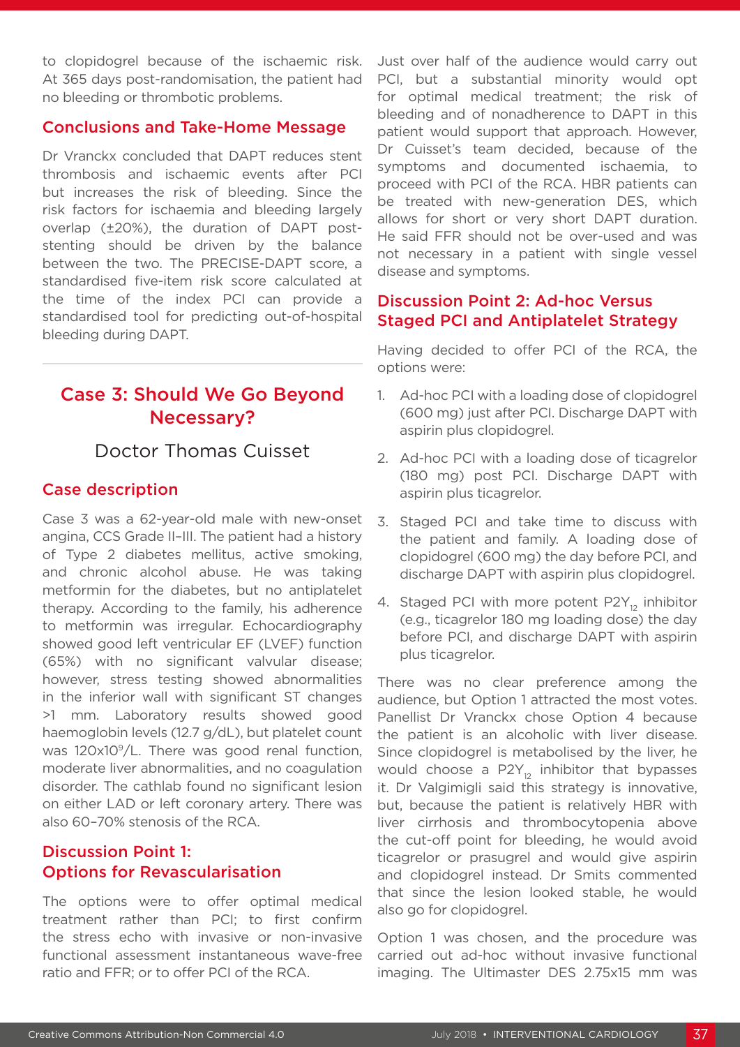to clopidogrel because of the ischaemic risk. At 365 days post-randomisation, the patient had no bleeding or thrombotic problems.

### Conclusions and Take-Home Message

Dr Vranckx concluded that DAPT reduces stent thrombosis and ischaemic events after PCI but increases the risk of bleeding. Since the risk factors for ischaemia and bleeding largely overlap (±20%), the duration of DAPT post-stenting should be driven by the balance between the two. The PRECISE-DAPT score, a standardised five-item risk score calculated at the time of the index PCI can provide a standardised tool for predicting out-of-hospital bleeding during DAPT.

## Case 3: Should We Go Beyond Necessary?

Doctor Thomas Cuisset

### Case description

Case 3 was a 62-year-old male with new-onset angina, CCS Grade II–III. The patient had a history of Type 2 diabetes mellitus, active smoking, and chronic alcohol abuse. He was taking metformin for the diabetes, but no antiplatelet therapy. According to the family, his adherence to metformin was irregular. Echocardiography showed good left ventricular EF (LVEF) function (65%) with no significant valvular disease; however, stress testing showed abnormalities in the inferior wall with significant ST changes >1 mm. Laboratory results showed good haemoglobin levels (12.7 g/dL), but platelet count was $120\times10^9$/L. There was good renal function, moderate liver abnormalities, and no coagulation disorder. The cathlab found no significant lesion on either LAD or left coronary artery. There was also 60–70% stenosis of the RCA.

### Discussion Point 1: Options for Revascularisation

The options were to offer optimal medical treatment rather than PCI; to first confirm the stress echo with invasive or non-invasive functional assessment instantaneous wave-free ratio and FFR; or to offer PCI of the RCA.

Just over half of the audience would carry out PCI, but a substantial minority would opt for optimal medical treatment; the risk of bleeding and of nonadherence to DAPT in this patient would support that approach. However, Dr Cuisset's team decided, because of the symptoms and documented ischaemia, to proceed with PCI of the RCA. HBR patients can be treated with new-generation DES, which allows for short or very short DAPT duration. He said FFR should not be over-used and was not necessary in a patient with single vessel disease and symptoms.

### Discussion Point 2: Ad-hoc Versus Staged PCI and Antiplatelet Strategy

Having decided to offer PCI of the RCA, the options were:

1. Ad-hoc PCI with a loading dose of clopidogrel (600 mg) just after PCI. Discharge DAPT with aspirin plus clopidogrel.
2. Ad-hoc PCI with a loading dose of ticagrelor (180 mg) post PCI. Discharge DAPT with aspirin plus ticagrelor.
3. Staged PCI and take time to discuss with the patient and family. A loading dose of clopidogrel (600 mg) the day before PCI, and discharge DAPT with aspirin plus clopidogrel.
4. Staged PCI with more potent $P2Y_{12}$ inhibitor (e.g., ticagrelor 180 mg loading dose) the day before PCI, and discharge DAPT with aspirin plus ticagrelor.

There was no clear preference among the audience, but Option 1 attracted the most votes. Panellist Dr Vranckx chose Option 4 because the patient is an alcoholic with liver disease. Since clopidogrel is metabolised by the liver, he would choose a $P2Y_{12}$ inhibitor that bypasses it. Dr Valgimigli said this strategy is innovative, but, because the patient is relatively HBR with liver cirrhosis and thrombocytopenia above the cut-off point for bleeding, he would avoid ticagrelor or prasugrel and would give aspirin and clopidogrel instead. Dr Smits commented that since the lesion looked stable, he would also go for clopidogrel.

Option 1 was chosen, and the procedure was carried out ad-hoc without invasive functional imaging. The Ultimaster DES 2.75x15 mm was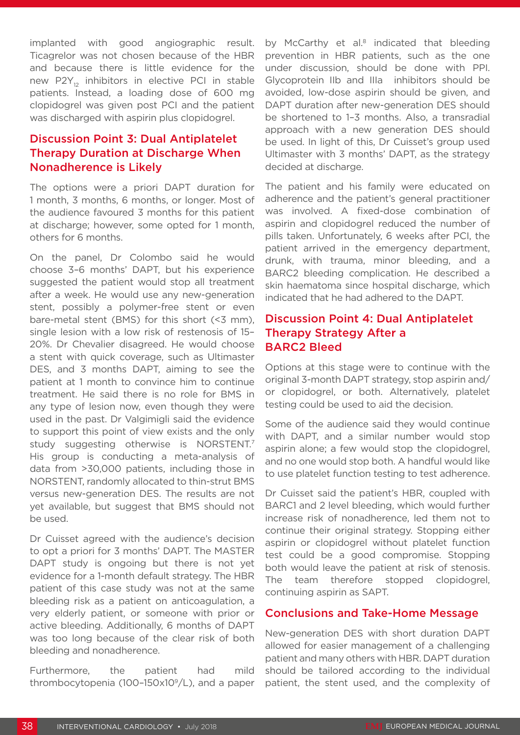implanted with good angiographic result. Ticagrelor was not chosen because of the HBR and because there is little evidence for the new $P2Y_{12}$ inhibitors in elective PCI in stable patients. Instead, a loading dose of 600 mg clopidogrel was given post PCI and the patient was discharged with aspirin plus clopidogrel.

## Discussion Point 3: Dual Antiplatelet Therapy Duration at Discharge When Nonadherence is Likely

The options were a priori DAPT duration for 1 month, 3 months, 6 months, or longer. Most of the audience favoured 3 months for this patient at discharge; however, some opted for 1 month, others for 6 months.

On the panel, Dr Colombo said he would choose 3–6 months' DAPT, but his experience suggested the patient would stop all treatment after a week. He would use any new-generation stent, possibly a polymer-free stent or even bare-metal stent (BMS) for this short (<3 mm), single lesion with a low risk of restenosis of 15–20%. Dr Chevalier disagreed. He would choose a stent with quick coverage, such as Ultimaster DES, and 3 months DAPT, aiming to see the patient at 1 month to convince him to continue treatment. He said there is no role for BMS in any type of lesion now, even though they were used in the past. Dr Valgimigli said the evidence to support this point of view exists and the only study suggesting otherwise is NORSTENT.[7] His group is conducting a meta-analysis of data from >30,000 patients, including those in NORSTENT, randomly allocated to thin-strut BMS versus new-generation DES. The results are not yet available, but suggest that BMS should not be used.

Dr Cuisset agreed with the audience's decision to opt a priori for 3 months' DAPT. The MASTER DAPT study is ongoing but there is not yet evidence for a 1-month default strategy. The HBR patient of this case study was not at the same bleeding risk as a patient on anticoagulation, a very elderly patient, or someone with prior or active bleeding. Additionally, 6 months of DAPT was too long because of the clear risk of both bleeding and nonadherence.

Furthermore, the patient had mild thrombocytopenia (100–150x$10^9$/L), and a paper by McCarthy et al.[8] indicated that bleeding prevention in HBR patients, such as the one under discussion, should be done with PPI. Glycoprotein IIb and IIIa inhibitors should be avoided, low-dose aspirin should be given, and DAPT duration after new-generation DES should be shortened to 1–3 months. Also, a transradial approach with a new generation DES should be used. In light of this, Dr Cuisset's group used Ultimaster with 3 months' DAPT, as the strategy decided at discharge.

The patient and his family were educated on adherence and the patient's general practitioner was involved. A fixed-dose combination of aspirin and clopidogrel reduced the number of pills taken. Unfortunately, 6 weeks after PCI, the patient arrived in the emergency department, drunk, with trauma, minor bleeding, and a BARC2 bleeding complication. He described a skin haematoma since hospital discharge, which indicated that he had adhered to the DAPT.

## Discussion Point 4: Dual Antiplatelet Therapy Strategy After a BARC2 Bleed

Options at this stage were to continue with the original 3-month DAPT strategy, stop aspirin and/or clopidogrel, or both. Alternatively, platelet testing could be used to aid the decision.

Some of the audience said they would continue with DAPT, and a similar number would stop aspirin alone; a few would stop the clopidogrel, and no one would stop both. A handful would like to use platelet function testing to test adherence.

Dr Cuisset said the patient's HBR, coupled with BARC1 and 2 level bleeding, which would further increase risk of nonadherence, led them not to continue their original strategy. Stopping either aspirin or clopidogrel without platelet function test could be a good compromise. Stopping both would leave the patient at risk of stenosis. The team therefore stopped clopidogrel, continuing aspirin as SAPT.

## Conclusions and Take-Home Message

New-generation DES with short duration DAPT allowed for easier management of a challenging patient and many others with HBR. DAPT duration should be tailored according to the individual patient, the stent used, and the complexity of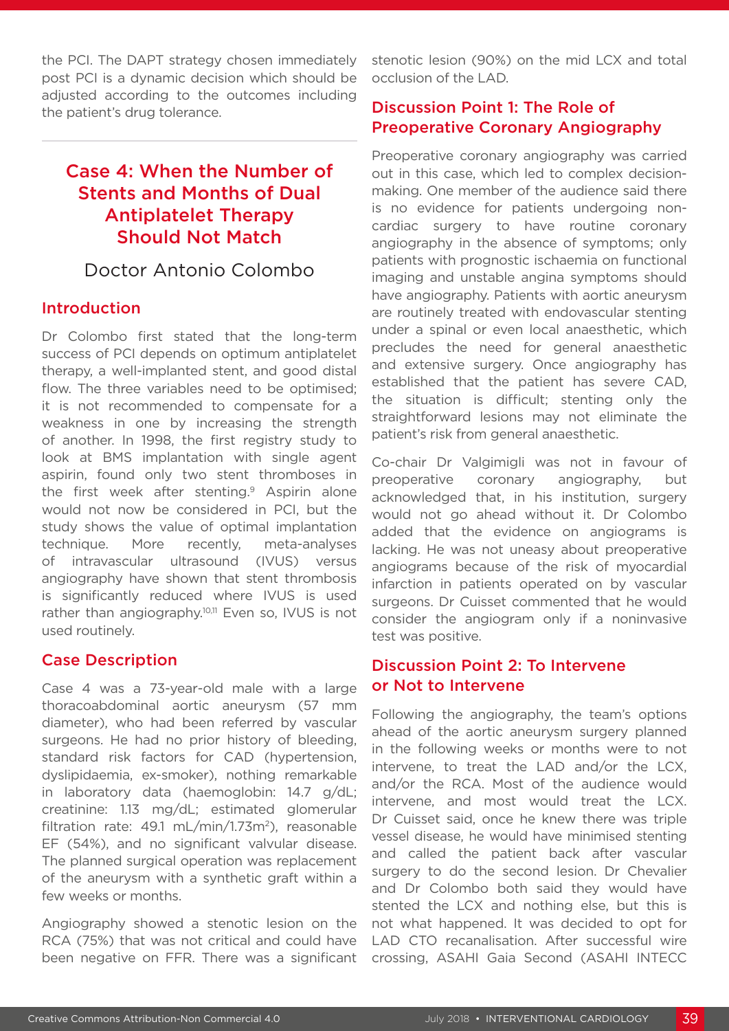the PCI. The DAPT strategy chosen immediately post PCI is a dynamic decision which should be adjusted according to the outcomes including the patient's drug tolerance.

## Case 4: When the Number of Stents and Months of Dual Antiplatelet Therapy Should Not Match

### Doctor Antonio Colombo

### Introduction

Dr Colombo first stated that the long-term success of PCI depends on optimum antiplatelet therapy, a well-implanted stent, and good distal flow. The three variables need to be optimised; it is not recommended to compensate for a weakness in one by increasing the strength of another. In 1998, the first registry study to look at BMS implantation with single agent aspirin, found only two stent thromboses in the first week after stenting.[9] Aspirin alone would not now be considered in PCI, but the study shows the value of optimal implantation technique. More recently, meta-analyses of intravascular ultrasound (IVUS) versus angiography have shown that stent thrombosis is significantly reduced where IVUS is used rather than angiography.[10,11] Even so, IVUS is not used routinely.

### Case Description

Case 4 was a 73-year-old male with a large thoracoabdominal aortic aneurysm (57 mm diameter), who had been referred by vascular surgeons. He had no prior history of bleeding, standard risk factors for CAD (hypertension, dyslipidaemia, ex-smoker), nothing remarkable in laboratory data (haemoglobin: 14.7 g/dL; creatinine: 1.13 mg/dL; estimated glomerular filtration rate: 49.1 mL/min/1.73m$^2$), reasonable EF (54%), and no significant valvular disease. The planned surgical operation was replacement of the aneurysm with a synthetic graft within a few weeks or months.

Angiography showed a stenotic lesion on the RCA (75%) that was not critical and could have been negative on FFR. There was a significant stenotic lesion (90%) on the mid LCX and total occlusion of the LAD.

### Discussion Point 1: The Role of Preoperative Coronary Angiography

Preoperative coronary angiography was carried out in this case, which led to complex decision-making. One member of the audience said there is no evidence for patients undergoing non-cardiac surgery to have routine coronary angiography in the absence of symptoms; only patients with prognostic ischaemia on functional imaging and unstable angina symptoms should have angiography. Patients with aortic aneurysm are routinely treated with endovascular stenting under a spinal or even local anaesthetic, which precludes the need for general anaesthetic and extensive surgery. Once angiography has established that the patient has severe CAD, the situation is difficult; stenting only the straightforward lesions may not eliminate the patient's risk from general anaesthetic.

Co-chair Dr Valgimigli was not in favour of preoperative coronary angiography, but acknowledged that, in his institution, surgery would not go ahead without it. Dr Colombo added that the evidence on angiograms is lacking. He was not uneasy about preoperative angiograms because of the risk of myocardial infarction in patients operated on by vascular surgeons. Dr Cuisset commented that he would consider the angiogram only if a noninvasive test was positive.

### Discussion Point 2: To Intervene or Not to Intervene

Following the angiography, the team's options ahead of the aortic aneurysm surgery planned in the following weeks or months were to not intervene, to treat the LAD and/or the LCX, and/or the RCA. Most of the audience would intervene, and most would treat the LCX. Dr Cuisset said, once he knew there was triple vessel disease, he would have minimised stenting and called the patient back after vascular surgery to do the second lesion. Dr Chevalier and Dr Colombo both said they would have stented the LCX and nothing else, but this is not what happened. It was decided to opt for LAD CTO recanalisation. After successful wire crossing, ASAHI Gaia Second (ASAHI INTECC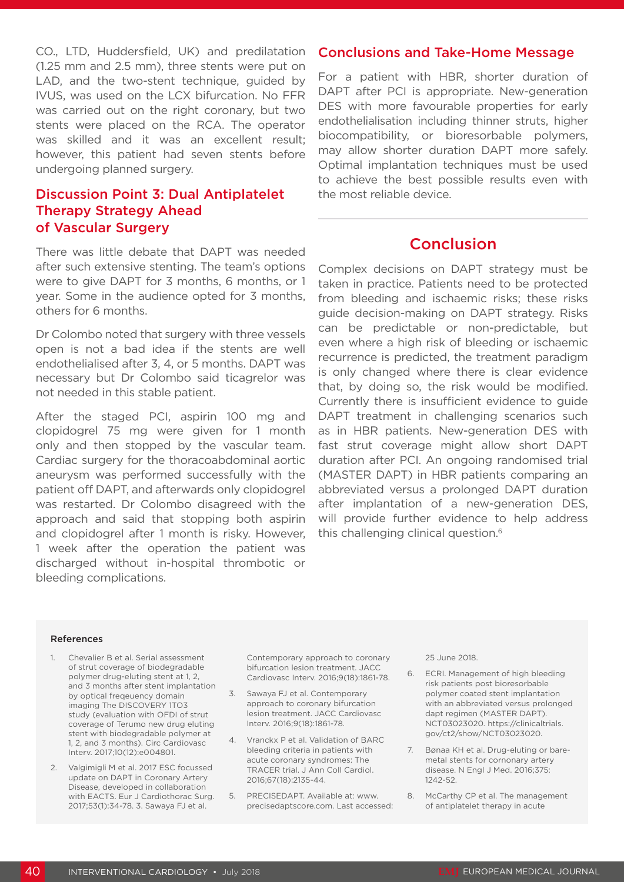CO., LTD, Huddersfield, UK) and predilatation (1.25 mm and 2.5 mm), three stents were put on LAD, and the two-stent technique, guided by IVUS, was used on the LCX bifurcation. No FFR was carried out on the right coronary, but two stents were placed on the RCA. The operator was skilled and it was an excellent result; however, this patient had seven stents before undergoing planned surgery.

## Discussion Point 3: Dual Antiplatelet Therapy Strategy Ahead of Vascular Surgery

There was little debate that DAPT was needed after such extensive stenting. The team's options were to give DAPT for 3 months, 6 months, or 1 year. Some in the audience opted for 3 months, others for 6 months.

Dr Colombo noted that surgery with three vessels open is not a bad idea if the stents are well endothelialised after 3, 4, or 5 months. DAPT was necessary but Dr Colombo said ticagrelor was not needed in this stable patient.

After the staged PCI, aspirin 100 mg and clopidogrel 75 mg were given for 1 month only and then stopped by the vascular team. Cardiac surgery for the thoracoabdominal aortic aneurysm was performed successfully with the patient off DAPT, and afterwards only clopidogrel was restarted. Dr Colombo disagreed with the approach and said that stopping both aspirin and clopidogrel after 1 month is risky. However, 1 week after the operation the patient was discharged without in-hospital thrombotic or bleeding complications.

## Conclusions and Take-Home Message

For a patient with HBR, shorter duration of DAPT after PCI is appropriate. New-generation DES with more favourable properties for early endothelialisation including thinner struts, higher biocompatibility, or bioresorbable polymers, may allow shorter duration DAPT more safely. Optimal implantation techniques must be used to achieve the best possible results even with the most reliable device.

## Conclusion

Complex decisions on DAPT strategy must be taken in practice. Patients need to be protected from bleeding and ischaemic risks; these risks guide decision-making on DAPT strategy. Risks can be predictable or non-predictable, but even where a high risk of bleeding or ischaemic recurrence is predicted, the treatment paradigm is only changed where there is clear evidence that, by doing so, the risk would be modified. Currently there is insufficient evidence to guide DAPT treatment in challenging scenarios such as in HBR patients. New-generation DES with fast strut coverage might allow short DAPT duration after PCI. An ongoing randomised trial (MASTER DAPT) in HBR patients comparing an abbreviated versus a prolonged DAPT duration after implantation of a new-generation DES, will provide further evidence to help address this challenging clinical question.[6]

### References

1. Chevalier B et al. Serial assessment of strut coverage of biodegradable polymer drug-eluting stent at 1, 2, and 3 months after stent implantation by optical freqeuency domain imaging The DISCOVERY 1TO3 study (evaluation with OFDI of strut coverage of Terumo new drug eluting stent with biodegradable polymer at 1, 2, and 3 months). Circ Cardiovasc Interv. 2017;10(12):e004801.
2. Valgimigli M et al. 2017 ESC focussed update on DAPT in Coronary Artery Disease, developed in collaboration with EACTS. Eur J Cardiothorac Surg. 2017;53(1):34-78. 3. Sawaya FJ et al. Contemporary approach to coronary bifurcation lesion treatment. JACC Cardiovasc Interv. 2016;9(18):1861-78.
3. Sawaya FJ et al. Contemporary approach to coronary bifurcation lesion treatment. JACC Cardiovasc Interv. 2016;9(18):1861-78.
4. Vranckx P et al. Validation of BARC bleeding criteria in patients with acute coronary syndromes: The TRACER trial. J Ann Coll Cardiol. 2016;67(18):2135-44.
5. PRECISEDAPT. Available at: www.precisedaptscore.com. Last accessed: 25 June 2018.
6. ECRI. Management of high bleeding risk patients post bioresorbable polymer coated stent implantation with an abbreviated versus prolonged dapt regimen (MASTER DAPT). NCT03023020. https://clinicaltrials.gov/ct2/show/NCT03023020.
7. Bønaa KH et al. Drug-eluting or bare-metal stents for cornonary artery disease. N Engl J Med. 2016;375:1242-52.
8. McCarthy CP et al. The management of antiplatelet therapy in acute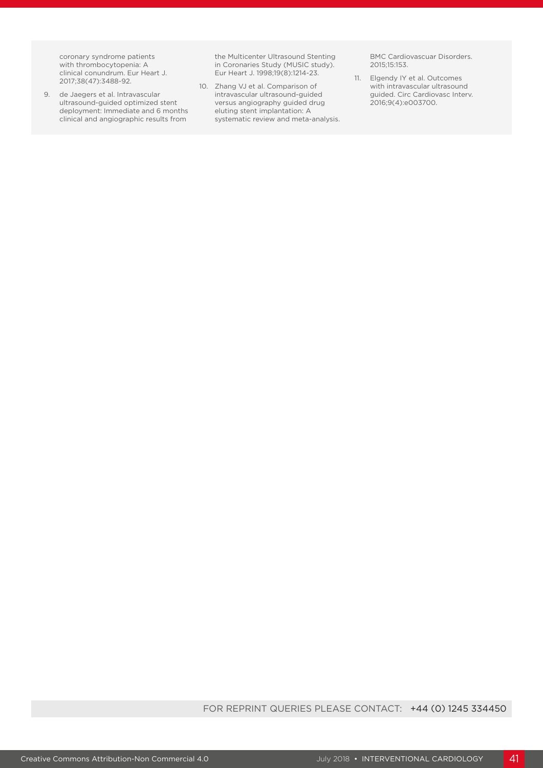coronary syndrome patients with thrombocytopenia: A clinical conundrum. Eur Heart J. 2017;38(47):3488-92.

9. de Jaegers et al. Intravascular ultrasound-guided optimized stent deployment: Immediate and 6 months clinical and angiographic results from the Multicenter Ultrasound Stenting in Coronaries Study (MUSIC study). Eur Heart J. 1998;19(8):1214-23.
10. Zhang VJ et al. Comparison of intravascular ultrasound-guided versus angiography guided drug eluting stent implantation: A systematic review and meta-analysis. BMC Cardiovascuar Disorders. 2015;15:153.
11. Elgendy IY et al. Outcomes with intravascular ultrasound guided. Circ Cardiovasc Interv. 2016;9(4):e003700.

FOR REPRINT QUERIES PLEASE CONTACT: +44 (0) 1245 334450

Creative Commons Attribution-Non Commercial 4.0